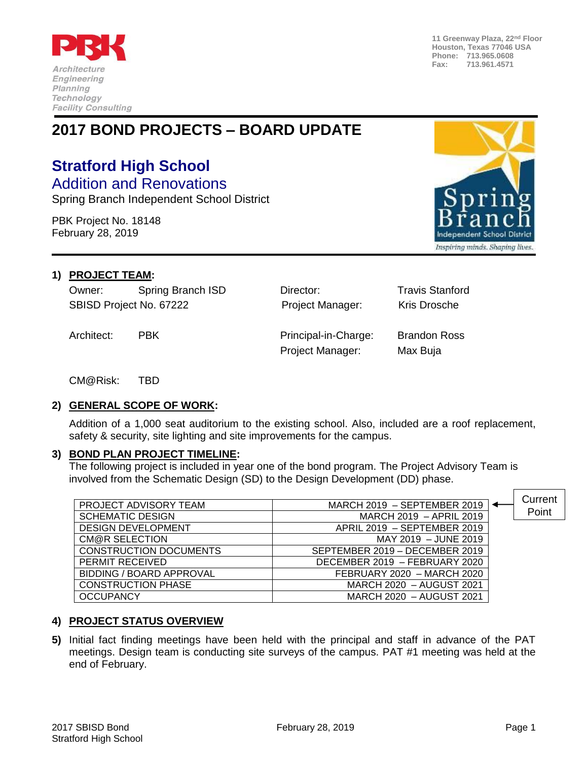PBK

*Architecture*
*Engineering*
*Planning*
*Technology*
*Facility Consulting*

**11 Greenway Plaza, 22nd Floor**
**Houston, Texas 77046 USA**
**Phone: 713.965.0608**
**Fax: 713.961.4571**

# 2017 BOND PROJECTS – BOARD UPDATE

## Stratford High School

### Addition and Renovations

Spring Branch Independent School District

PBK Project No. 18148
February 28, 2019

Spring Branch Independent School District
*Inspiring minds. Shaping lives.*

**1) PROJECT TEAM:**

| | | | |
|---|---|---|---|
| Owner: | Spring Branch ISD | Director: | Travis Stanford |
| SBISD Project No. 67222 | | Project Manager: | Kris Drosche |
| Architect: | PBK | Principal-in-Charge: | Brandon Ross |
| | | Project Manager: | Max Buja |
| CM@Risk: | TBD | | |

**2) GENERAL SCOPE OF WORK:**

Addition of a 1,000 seat auditorium to the existing school. Also, included are a roof replacement, safety & security, site lighting and site improvements for the campus.

**3) BOND PLAN PROJECT TIMELINE:**

The following project is included in year one of the bond program. The Project Advisory Team is involved from the Schematic Design (SD) to the Design Development (DD) phase.

| | | |
|---|---|---|
| PROJECT ADVISORY TEAM | MARCH 2019 – SEPTEMBER 2019 | ← Current Point |
| SCHEMATIC DESIGN | MARCH 2019 – APRIL 2019 | |
| DESIGN DEVELOPMENT | APRIL 2019 – SEPTEMBER 2019 | |
| CM@R SELECTION | MAY 2019 – JUNE 2019 | |
| CONSTRUCTION DOCUMENTS | SEPTEMBER 2019 – DECEMBER 2019 | |
| PERMIT RECEIVED | DECEMBER 2019 – FEBRUARY 2020 | |
| BIDDING / BOARD APPROVAL | FEBRUARY 2020 – MARCH 2020 | |
| CONSTRUCTION PHASE | MARCH 2020 – AUGUST 2021 | |
| OCCUPANCY | MARCH 2020 – AUGUST 2021 | |

**4) PROJECT STATUS OVERVIEW**

**5)** Initial fact finding meetings have been held with the principal and staff in advance of the PAT meetings. Design team is conducting site surveys of the campus. PAT #1 meeting was held at the end of February.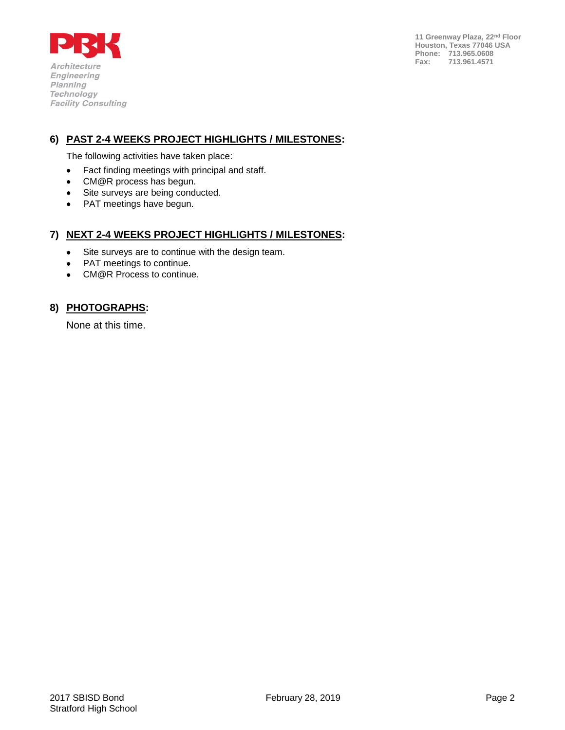## 6) PAST 2-4 WEEKS PROJECT HIGHLIGHTS / MILESTONES:

The following activities have taken place:

- Fact finding meetings with principal and staff.
- CM@R process has begun.
- Site surveys are being conducted.
- PAT meetings have begun.

## 7) NEXT 2-4 WEEKS PROJECT HIGHLIGHTS / MILESTONES:

- Site surveys are to continue with the design team.
- PAT meetings to continue.
- CM@R Process to continue.

## 8) PHOTOGRAPHS:

None at this time.